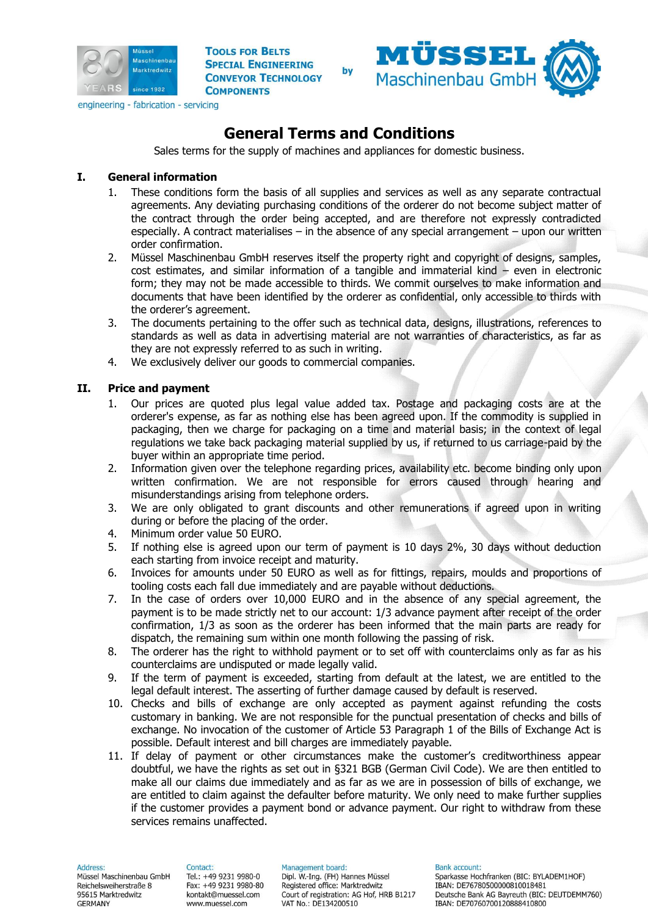TOOLS FOR BELTS
SPECIAL ENGINEERING
CONVEYOR TECHNOLOGY
COMPONENTS

by

MÜSSEL Maschinenbau GmbH

engineering - fabrication - servicing

# General Terms and Conditions

Sales terms for the supply of machines and appliances for domestic business.

## I. General information

1. These conditions form the basis of all supplies and services as well as any separate contractual agreements. Any deviating purchasing conditions of the orderer do not become subject matter of the contract through the order being accepted, and are therefore not expressly contradicted especially. A contract materialises – in the absence of any special arrangement – upon our written order confirmation.
2. Müssel Maschinenbau GmbH reserves itself the property right and copyright of designs, samples, cost estimates, and similar information of a tangible and immaterial kind – even in electronic form; they may not be made accessible to thirds. We commit ourselves to make information and documents that have been identified by the orderer as confidential, only accessible to thirds with the orderer's agreement.
3. The documents pertaining to the offer such as technical data, designs, illustrations, references to standards as well as data in advertising material are not warranties of characteristics, as far as they are not expressly referred to as such in writing.
4. We exclusively deliver our goods to commercial companies.

## II. Price and payment

1. Our prices are quoted plus legal value added tax. Postage and packaging costs are at the orderer's expense, as far as nothing else has been agreed upon. If the commodity is supplied in packaging, then we charge for packaging on a time and material basis; in the context of legal regulations we take back packaging material supplied by us, if returned to us carriage-paid by the buyer within an appropriate time period.
2. Information given over the telephone regarding prices, availability etc. become binding only upon written confirmation. We are not responsible for errors caused through hearing and misunderstandings arising from telephone orders.
3. We are only obligated to grant discounts and other remunerations if agreed upon in writing during or before the placing of the order.
4. Minimum order value 50 EURO.
5. If nothing else is agreed upon our term of payment is 10 days 2%, 30 days without deduction each starting from invoice receipt and maturity.
6. Invoices for amounts under 50 EURO as well as for fittings, repairs, moulds and proportions of tooling costs each fall due immediately and are payable without deductions.
7. In the case of orders over 10,000 EURO and in the absence of any special agreement, the payment is to be made strictly net to our account: 1/3 advance payment after receipt of the order confirmation, 1/3 as soon as the orderer has been informed that the main parts are ready for dispatch, the remaining sum within one month following the passing of risk.
8. The orderer has the right to withhold payment or to set off with counterclaims only as far as his counterclaims are undisputed or made legally valid.
9. If the term of payment is exceeded, starting from default at the latest, we are entitled to the legal default interest. The asserting of further damage caused by default is reserved.
10. Checks and bills of exchange are only accepted as payment against refunding the costs customary in banking. We are not responsible for the punctual presentation of checks and bills of exchange. No invocation of the customer of Article 53 Paragraph 1 of the Bills of Exchange Act is possible. Default interest and bill charges are immediately payable.
11. If delay of payment or other circumstances make the customer's creditworthiness appear doubtful, we have the rights as set out in §321 BGB (German Civil Code). We are then entitled to make all our claims due immediately and as far as we are in possession of bills of exchange, we are entitled to claim against the defaulter before maturity. We only need to make further supplies if the customer provides a payment bond or advance payment. Our right to withdraw from these services remains unaffected.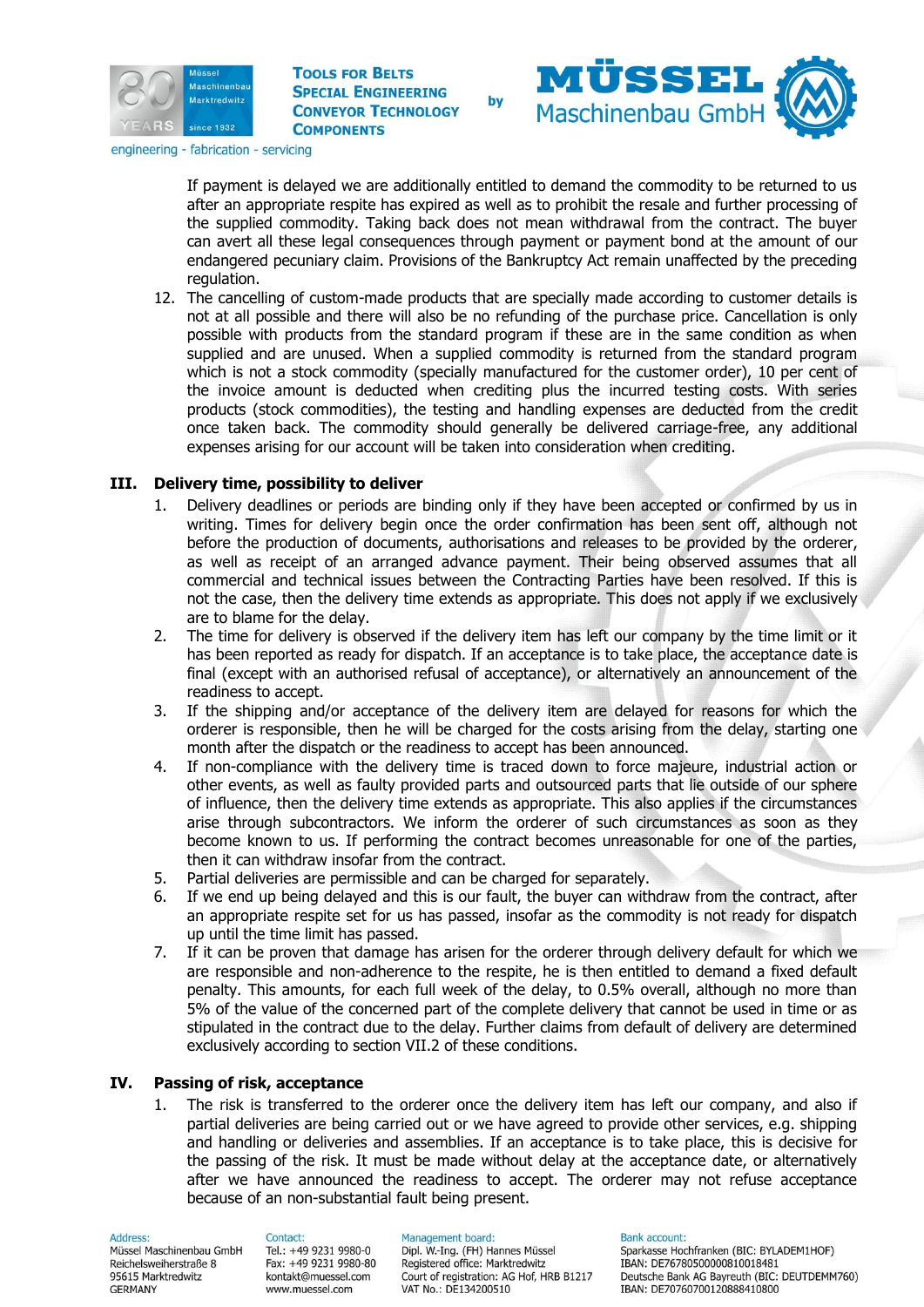If payment is delayed we are additionally entitled to demand the commodity to be returned to us after an appropriate respite has expired as well as to prohibit the resale and further processing of the supplied commodity. Taking back does not mean withdrawal from the contract. The buyer can avert all these legal consequences through payment or payment bond at the amount of our endangered pecuniary claim. Provisions of the Bankruptcy Act remain unaffected by the preceding regulation.

12. The cancelling of custom-made products that are specially made according to customer details is not at all possible and there will also be no refunding of the purchase price. Cancellation is only possible with products from the standard program if these are in the same condition as when supplied and are unused. When a supplied commodity is returned from the standard program which is not a stock commodity (specially manufactured for the customer order), 10 per cent of the invoice amount is deducted when crediting plus the incurred testing costs. With series products (stock commodities), the testing and handling expenses are deducted from the credit once taken back. The commodity should generally be delivered carriage-free, any additional expenses arising for our account will be taken into consideration when crediting.

## III. Delivery time, possibility to deliver

1. Delivery deadlines or periods are binding only if they have been accepted or confirmed by us in writing. Times for delivery begin once the order confirmation has been sent off, although not before the production of documents, authorisations and releases to be provided by the orderer, as well as receipt of an arranged advance payment. Their being observed assumes that all commercial and technical issues between the Contracting Parties have been resolved. If this is not the case, then the delivery time extends as appropriate. This does not apply if we exclusively are to blame for the delay.
2. The time for delivery is observed if the delivery item has left our company by the time limit or it has been reported as ready for dispatch. If an acceptance is to take place, the acceptance date is final (except with an authorised refusal of acceptance), or alternatively an announcement of the readiness to accept.
3. If the shipping and/or acceptance of the delivery item are delayed for reasons for which the orderer is responsible, then he will be charged for the costs arising from the delay, starting one month after the dispatch or the readiness to accept has been announced.
4. If non-compliance with the delivery time is traced down to force majeure, industrial action or other events, as well as faulty provided parts and outsourced parts that lie outside of our sphere of influence, then the delivery time extends as appropriate. This also applies if the circumstances arise through subcontractors. We inform the orderer of such circumstances as soon as they become known to us. If performing the contract becomes unreasonable for one of the parties, then it can withdraw insofar from the contract.
5. Partial deliveries are permissible and can be charged for separately.
6. If we end up being delayed and this is our fault, the buyer can withdraw from the contract, after an appropriate respite set for us has passed, insofar as the commodity is not ready for dispatch up until the time limit has passed.
7. If it can be proven that damage has arisen for the orderer through delivery default for which we are responsible and non-adherence to the respite, he is then entitled to demand a fixed default penalty. This amounts, for each full week of the delay, to 0.5% overall, although no more than 5% of the value of the concerned part of the complete delivery that cannot be used in time or as stipulated in the contract due to the delay. Further claims from default of delivery are determined exclusively according to section VII.2 of these conditions.

## IV. Passing of risk, acceptance

1. The risk is transferred to the orderer once the delivery item has left our company, and also if partial deliveries are being carried out or we have agreed to provide other services, e.g. shipping and handling or deliveries and assemblies. If an acceptance is to take place, this is decisive for the passing of the risk. It must be made without delay at the acceptance date, or alternatively after we have announced the readiness to accept. The orderer may not refuse acceptance because of an non-substantial fault being present.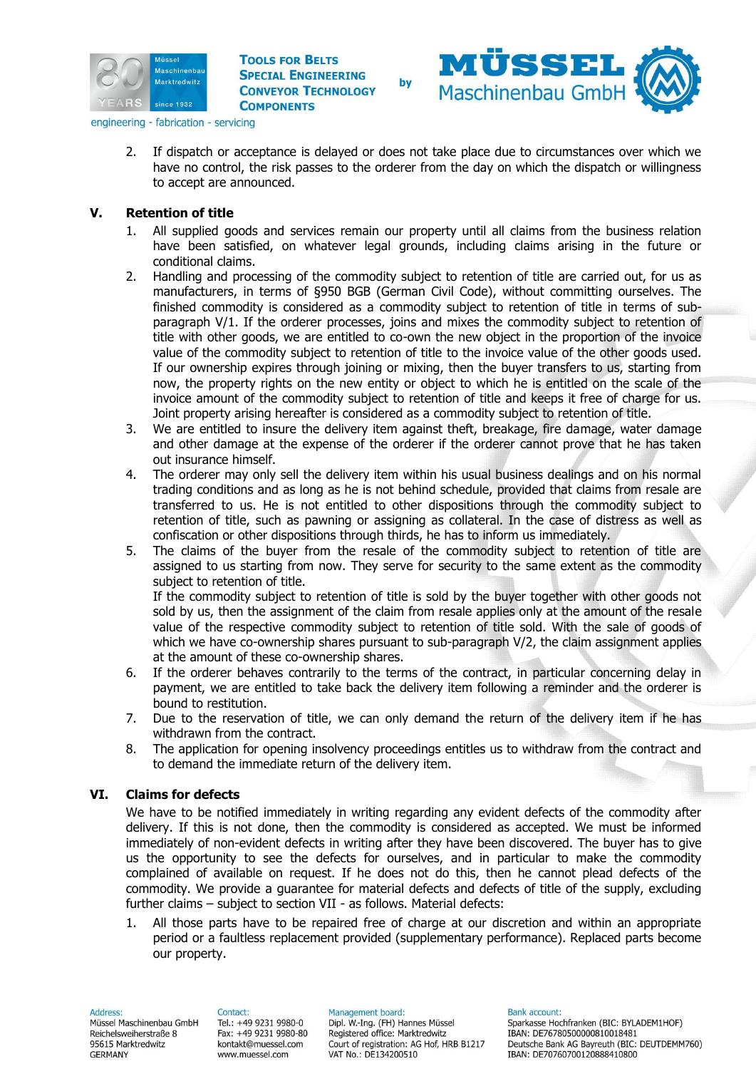2. If dispatch or acceptance is delayed or does not take place due to circumstances over which we have no control, the risk passes to the orderer from the day on which the dispatch or willingness to accept are announced.

## V. Retention of title

1. All supplied goods and services remain our property until all claims from the business relation have been satisfied, on whatever legal grounds, including claims arising in the future or conditional claims.
2. Handling and processing of the commodity subject to retention of title are carried out, for us as manufacturers, in terms of §950 BGB (German Civil Code), without committing ourselves. The finished commodity is considered as a commodity subject to retention of title in terms of sub-paragraph V/1. If the orderer processes, joins and mixes the commodity subject to retention of title with other goods, we are entitled to co-own the new object in the proportion of the invoice value of the commodity subject to retention of title to the invoice value of the other goods used. If our ownership expires through joining or mixing, then the buyer transfers to us, starting from now, the property rights on the new entity or object to which he is entitled on the scale of the invoice amount of the commodity subject to retention of title and keeps it free of charge for us. Joint property arising hereafter is considered as a commodity subject to retention of title.
3. We are entitled to insure the delivery item against theft, breakage, fire damage, water damage and other damage at the expense of the orderer if the orderer cannot prove that he has taken out insurance himself.
4. The orderer may only sell the delivery item within his usual business dealings and on his normal trading conditions and as long as he is not behind schedule, provided that claims from resale are transferred to us. He is not entitled to other dispositions through the commodity subject to retention of title, such as pawning or assigning as collateral. In the case of distress as well as confiscation or other dispositions through thirds, he has to inform us immediately.
5. The claims of the buyer from the resale of the commodity subject to retention of title are assigned to us starting from now. They serve for security to the same extent as the commodity subject to retention of title.
   If the commodity subject to retention of title is sold by the buyer together with other goods not sold by us, then the assignment of the claim from resale applies only at the amount of the resale value of the respective commodity subject to retention of title sold. With the sale of goods of which we have co-ownership shares pursuant to sub-paragraph V/2, the claim assignment applies at the amount of these co-ownership shares.
6. If the orderer behaves contrarily to the terms of the contract, in particular concerning delay in payment, we are entitled to take back the delivery item following a reminder and the orderer is bound to restitution.
7. Due to the reservation of title, we can only demand the return of the delivery item if he has withdrawn from the contract.
8. The application for opening insolvency proceedings entitles us to withdraw from the contract and to demand the immediate return of the delivery item.

## VI. Claims for defects

We have to be notified immediately in writing regarding any evident defects of the commodity after delivery. If this is not done, then the commodity is considered as accepted. We must be informed immediately of non-evident defects in writing after they have been discovered. The buyer has to give us the opportunity to see the defects for ourselves, and in particular to make the commodity complained of available on request. If he does not do this, then he cannot plead defects of the commodity. We provide a guarantee for material defects and defects of title of the supply, excluding further claims – subject to section VII - as follows. Material defects:

1. All those parts have to be repaired free of charge at our discretion and within an appropriate period or a faultless replacement provided (supplementary performance). Replaced parts become our property.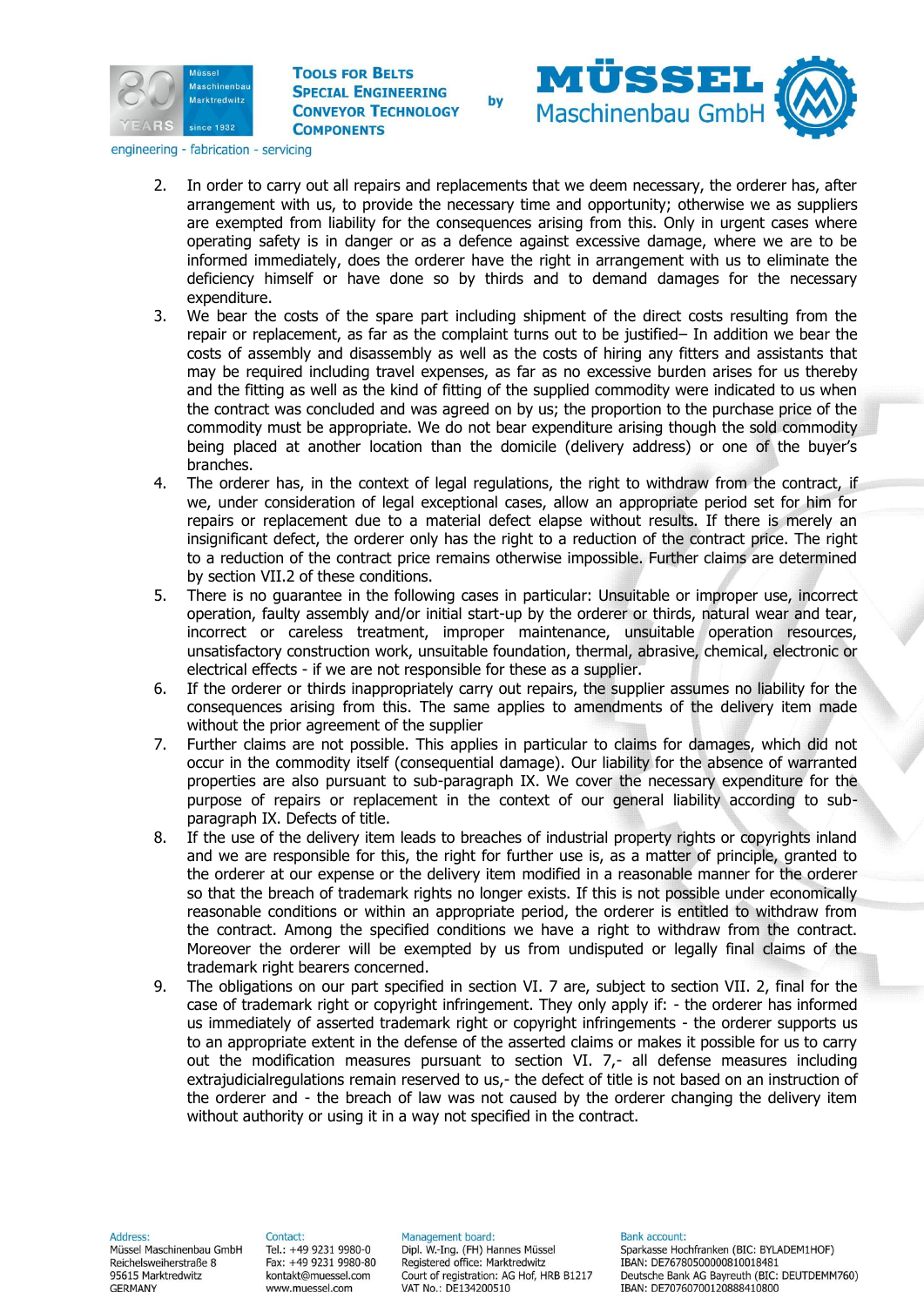2. In order to carry out all repairs and replacements that we deem necessary, the orderer has, after arrangement with us, to provide the necessary time and opportunity; otherwise we as suppliers are exempted from liability for the consequences arising from this. Only in urgent cases where operating safety is in danger or as a defence against excessive damage, where we are to be informed immediately, does the orderer have the right in arrangement with us to eliminate the deficiency himself or have done so by thirds and to demand damages for the necessary expenditure.
3. We bear the costs of the spare part including shipment of the direct costs resulting from the repair or replacement, as far as the complaint turns out to be justified– In addition we bear the costs of assembly and disassembly as well as the costs of hiring any fitters and assistants that may be required including travel expenses, as far as no excessive burden arises for us thereby and the fitting as well as the kind of fitting of the supplied commodity were indicated to us when the contract was concluded and was agreed on by us; the proportion to the purchase price of the commodity must be appropriate. We do not bear expenditure arising though the sold commodity being placed at another location than the domicile (delivery address) or one of the buyer's branches.
4. The orderer has, in the context of legal regulations, the right to withdraw from the contract, if we, under consideration of legal exceptional cases, allow an appropriate period set for him for repairs or replacement due to a material defect elapse without results. If there is merely an insignificant defect, the orderer only has the right to a reduction of the contract price. The right to a reduction of the contract price remains otherwise impossible. Further claims are determined by section VII.2 of these conditions.
5. There is no guarantee in the following cases in particular: Unsuitable or improper use, incorrect operation, faulty assembly and/or initial start-up by the orderer or thirds, natural wear and tear, incorrect or careless treatment, improper maintenance, unsuitable operation resources, unsatisfactory construction work, unsuitable foundation, thermal, abrasive, chemical, electronic or electrical effects - if we are not responsible for these as a supplier.
6. If the orderer or thirds inappropriately carry out repairs, the supplier assumes no liability for the consequences arising from this. The same applies to amendments of the delivery item made without the prior agreement of the supplier
7. Further claims are not possible. This applies in particular to claims for damages, which did not occur in the commodity itself (consequential damage). Our liability for the absence of warranted properties are also pursuant to sub-paragraph IX. We cover the necessary expenditure for the purpose of repairs or replacement in the context of our general liability according to sub-paragraph IX. Defects of title.
8. If the use of the delivery item leads to breaches of industrial property rights or copyrights inland and we are responsible for this, the right for further use is, as a matter of principle, granted to the orderer at our expense or the delivery item modified in a reasonable manner for the orderer so that the breach of trademark rights no longer exists. If this is not possible under economically reasonable conditions or within an appropriate period, the orderer is entitled to withdraw from the contract. Among the specified conditions we have a right to withdraw from the contract. Moreover the orderer will be exempted by us from undisputed or legally final claims of the trademark right bearers concerned.
9. The obligations on our part specified in section VI. 7 are, subject to section VII. 2, final for the case of trademark right or copyright infringement. They only apply if: - the orderer has informed us immediately of asserted trademark right or copyright infringements - the orderer supports us to an appropriate extent in the defense of the asserted claims or makes it possible for us to carry out the modification measures pursuant to section VI. 7,- all defense measures including extrajudicialregulations remain reserved to us,- the defect of title is not based on an instruction of the orderer and - the breach of law was not caused by the orderer changing the delivery item without authority or using it in a way not specified in the contract.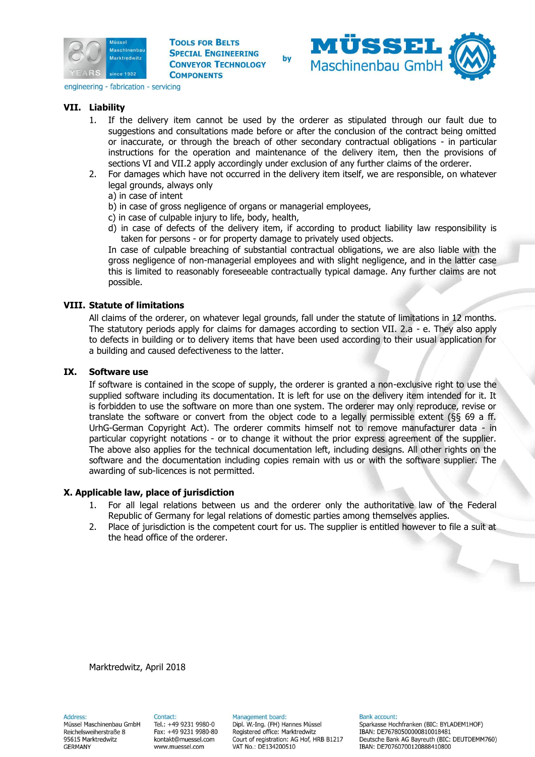## VII. Liability

1. If the delivery item cannot be used by the orderer as stipulated through our fault due to suggestions and consultations made before or after the conclusion of the contract being omitted or inaccurate, or through the breach of other secondary contractual obligations - in particular instructions for the operation and maintenance of the delivery item, then the provisions of sections VI and VII.2 apply accordingly under exclusion of any further claims of the orderer.
2. For damages which have not occurred in the delivery item itself, we are responsible, on whatever legal grounds, always only
   a) in case of intent
   b) in case of gross negligence of organs or managerial employees,
   c) in case of culpable injury to life, body, health,
   d) in case of defects of the delivery item, if according to product liability law responsibility is taken for persons - or for property damage to privately used objects.

   In case of culpable breaching of substantial contractual obligations, we are also liable with the gross negligence of non-managerial employees and with slight negligence, and in the latter case this is limited to reasonably foreseeable contractually typical damage. Any further claims are not possible.

## VIII. Statute of limitations

All claims of the orderer, on whatever legal grounds, fall under the statute of limitations in 12 months. The statutory periods apply for claims for damages according to section VII. 2.a - e. They also apply to defects in building or to delivery items that have been used according to their usual application for a building and caused defectiveness to the latter.

## IX. Software use

If software is contained in the scope of supply, the orderer is granted a non-exclusive right to use the supplied software including its documentation. It is left for use on the delivery item intended for it. It is forbidden to use the software on more than one system. The orderer may only reproduce, revise or translate the software or convert from the object code to a legally permissible extent (§§ 69 a ff. UrhG-German Copyright Act). The orderer commits himself not to remove manufacturer data - in particular copyright notations - or to change it without the prior express agreement of the supplier. The above also applies for the technical documentation left, including designs. All other rights on the software and the documentation including copies remain with us or with the software supplier. The awarding of sub-licences is not permitted.

## X. Applicable law, place of jurisdiction

1. For all legal relations between us and the orderer only the authoritative law of the Federal Republic of Germany for legal relations of domestic parties among themselves applies.
2. Place of jurisdiction is the competent court for us. The supplier is entitled however to file a suit at the head office of the orderer.

Marktredwitz, April 2018